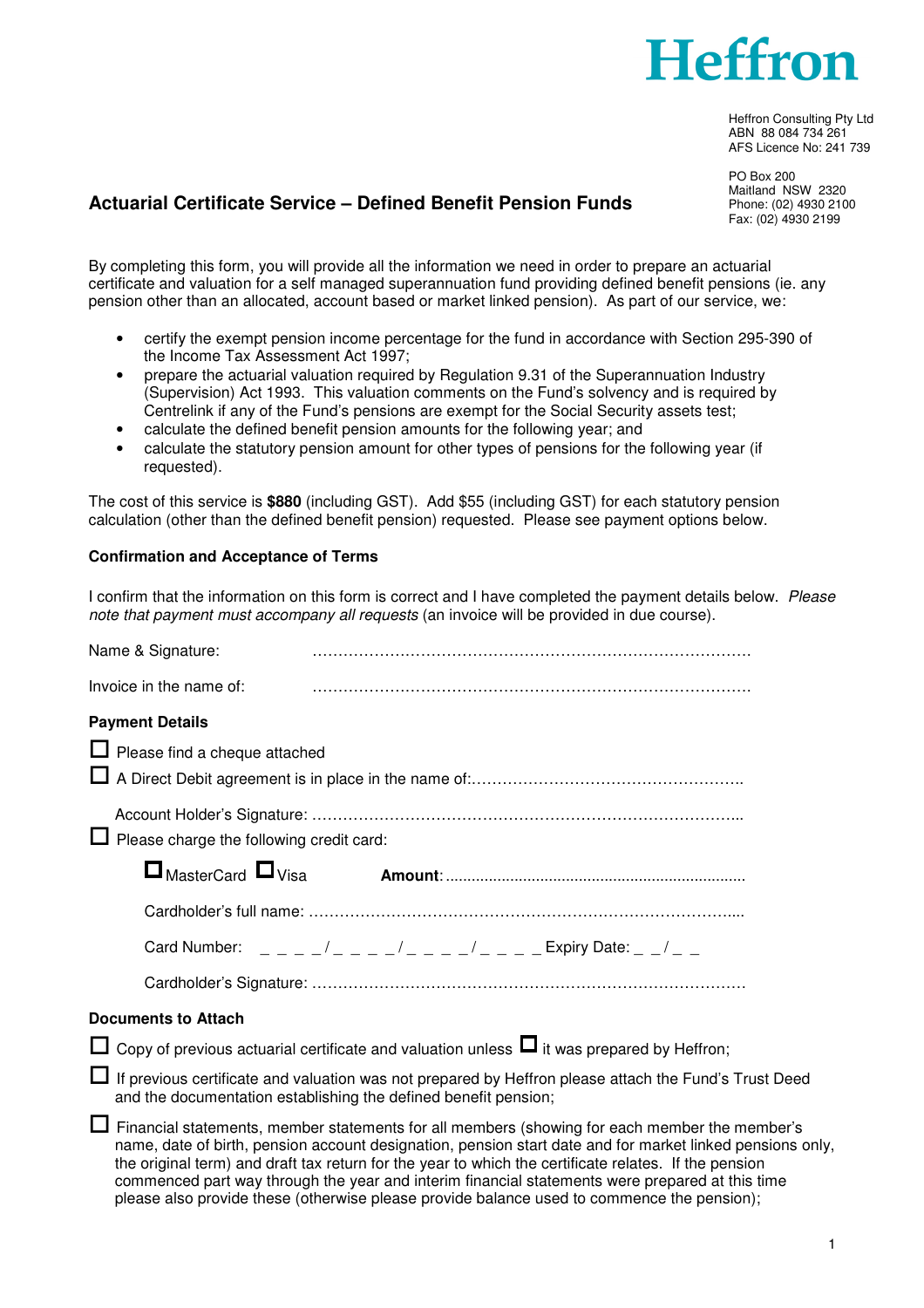# Heffron

Heffron Consulting Pty Ltd
ABN 88 084 734 261
AFS Licence No: 241 739

PO Box 200
Maitland NSW 2320
Phone: (02) 4930 2100
Fax: (02) 4930 2199

## Actuarial Certificate Service – Defined Benefit Pension Funds

By completing this form, you will provide all the information we need in order to prepare an actuarial certificate and valuation for a self managed superannuation fund providing defined benefit pensions (ie. any pension other than an allocated, account based or market linked pension). As part of our service, we:

- certify the exempt pension income percentage for the fund in accordance with Section 295-390 of the Income Tax Assessment Act 1997;
- prepare the actuarial valuation required by Regulation 9.31 of the Superannuation Industry (Supervision) Act 1993. This valuation comments on the Fund's solvency and is required by Centrelink if any of the Fund's pensions are exempt for the Social Security assets test;
- calculate the defined benefit pension amounts for the following year; and
- calculate the statutory pension amount for other types of pensions for the following year (if requested).

The cost of this service is **$880** (including GST). Add $55 (including GST) for each statutory pension calculation (other than the defined benefit pension) requested. Please see payment options below.

### Confirmation and Acceptance of Terms

I confirm that the information on this form is correct and I have completed the payment details below. *Please note that payment must accompany all requests* (an invoice will be provided in due course).

Name & Signature: ……………………………………………………………………………

Invoice in the name of: ……………………………………………………………………………

### Payment Details

☐ Please find a cheque attached

☐ A Direct Debit agreement is in place in the name of:……………………………………………..

Account Holder's Signature: ………………………………………………………………………...

☐ Please charge the following credit card:

☐ MasterCard ☐ Visa **Amount**: ......................................................................

Cardholder's full name: ………………………………………………………………………....

Card Number: _ _ _ _ / _ _ _ _ / _ _ _ _ / _ _ _ _ Expiry Date: _ _ / _ _

Cardholder's Signature: …………………………………………………………………………

### Documents to Attach

☐ Copy of previous actuarial certificate and valuation unless ☐ it was prepared by Heffron;

☐ If previous certificate and valuation was not prepared by Heffron please attach the Fund's Trust Deed and the documentation establishing the defined benefit pension;

☐ Financial statements, member statements for all members (showing for each member the member's name, date of birth, pension account designation, pension start date and for market linked pensions only, the original term) and draft tax return for the year to which the certificate relates. If the pension commenced part way through the year and interim financial statements were prepared at this time please also provide these (otherwise please provide balance used to commence the pension);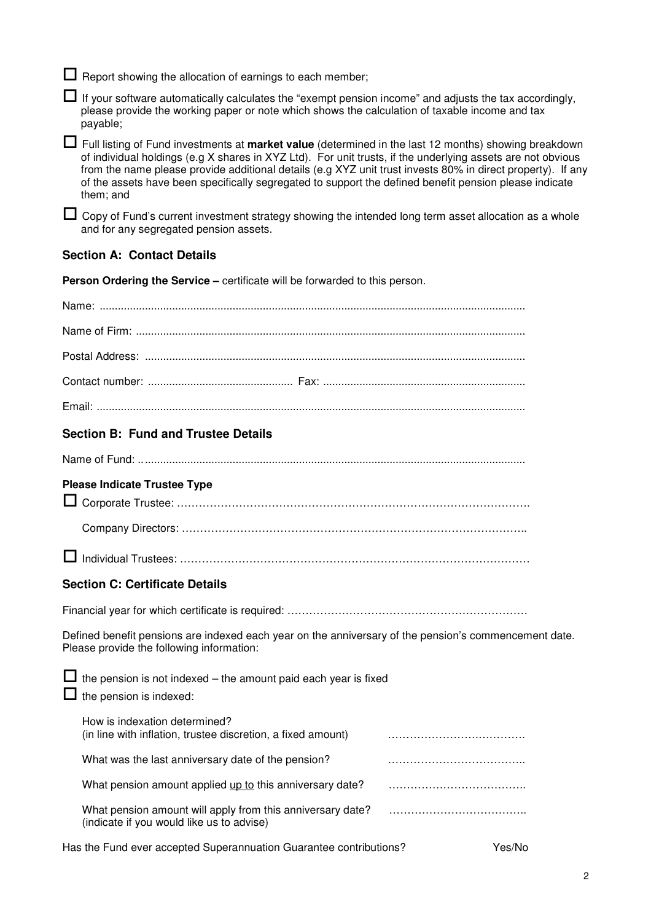- ☐ Report showing the allocation of earnings to each member;
- ☐ If your software automatically calculates the "exempt pension income" and adjusts the tax accordingly, please provide the working paper or note which shows the calculation of taxable income and tax payable;
- ☐ Full listing of Fund investments at **market value** (determined in the last 12 months) showing breakdown of individual holdings (e.g X shares in XYZ Ltd). For unit trusts, if the underlying assets are not obvious from the name please provide additional details (e.g XYZ unit trust invests 80% in direct property). If any of the assets have been specifically segregated to support the defined benefit pension please indicate them; and
- ☐ Copy of Fund's current investment strategy showing the intended long term asset allocation as a whole and for any segregated pension assets.

## Section A: Contact Details

**Person Ordering the Service –** certificate will be forwarded to this person.

Name: ..........................................................................................................................................

Name of Firm: ...............................................................................................................................

Postal Address: ............................................................................................................................

Contact number: ............................................... Fax: .................................................................

Email: ...........................................................................................................................................

## Section B: Fund and Trustee Details

Name of Fund: ..............................................................................................................................

**Please Indicate Trustee Type**

☐ Corporate Trustee: ……………………………………………………………………………………….

Company Directors: ……………………………………………………………………………………..

☐ Individual Trustees: ……………………………………………………………………………………

## Section C: Certificate Details

Financial year for which certificate is required: …………………………………………………………

Defined benefit pensions are indexed each year on the anniversary of the pension's commencement date. Please provide the following information:

☐ the pension is not indexed – the amount paid each year is fixed

☐ the pension is indexed:

How is indexation determined?
(in line with inflation, trustee discretion, a fixed amount) ……………………………….

What was the last anniversary date of the pension? ………………………………..

What pension amount applied <u>up to</u> this anniversary date? ………………………………..

What pension amount will apply from this anniversary date?
(indicate if you would like us to advise) ………………………………..

Has the Fund ever accepted Superannuation Guarantee contributions? Yes/No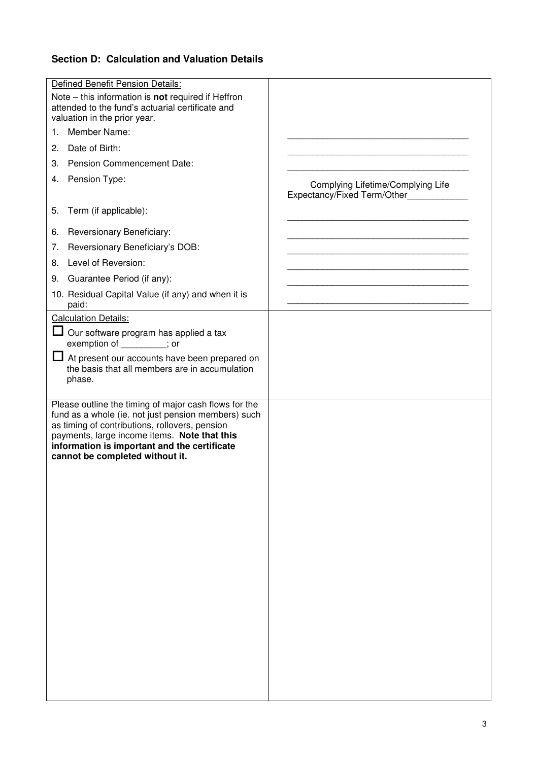## Section D: Calculation and Valuation Details

| | |
|---|---|
| Defined Benefit Pension Details:<br>Note – this information is **not** required if Heffron attended to the fund's actuarial certificate and valuation in the prior year.<br>1. Member Name:<br>2. Date of Birth:<br>3. Pension Commencement Date:<br>4. Pension Type:<br>5. Term (if applicable):<br>6. Reversionary Beneficiary:<br>7. Reversionary Beneficiary's DOB:<br>8. Level of Reversion:<br>9. Guarantee Period (if any):<br>10. Residual Capital Value (if any) and when it is paid: | ___________________________________<br>___________________________________<br>___________________________________<br>Complying Lifetime/Complying Life Expectancy/Fixed Term/Other____________<br>___________________________________<br>___________________________________<br>___________________________________<br>___________________________________<br>___________________________________<br>___________________________________ |
| Calculation Details:<br>☐ Our software program has applied a tax exemption of _________; or<br>☐ At present our accounts have been prepared on the basis that all members are in accumulation phase. | |
| Please outline the timing of major cash flows for the fund as a whole (ie. not just pension members) such as timing of contributions, rollovers, pension payments, large income items. **Note that this information is important and the certificate cannot be completed without it.** | |